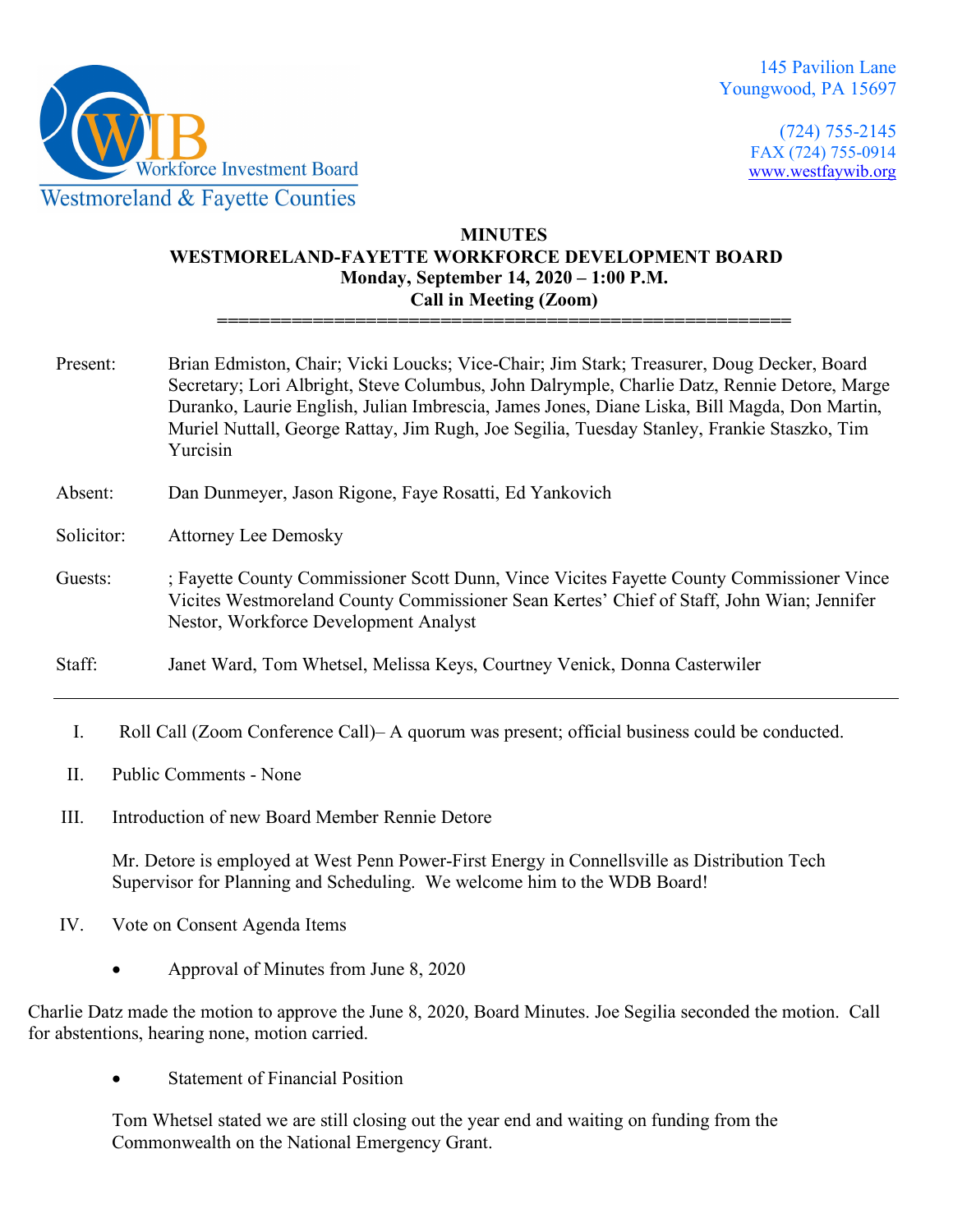Workforce Investment Board
Westmoreland & Fayette Counties

145 Pavilion Lane
Youngwood, PA 15697

(724) 755-2145
FAX (724) 755-0914
www.westfaywib.org

# MINUTES
## WESTMORELAND-FAYETTE WORKFORCE DEVELOPMENT BOARD
### Monday, September 14, 2020 – 1:00 P.M.
### Call in Meeting (Zoom)

=====================================================

**Present:** Brian Edmiston, Chair; Vicki Loucks; Vice-Chair; Jim Stark; Treasurer, Doug Decker, Board Secretary; Lori Albright, Steve Columbus, John Dalrymple, Charlie Datz, Rennie Detore, Marge Duranko, Laurie English, Julian Imbrescia, James Jones, Diane Liska, Bill Magda, Don Martin, Muriel Nuttall, George Rattay, Jim Rugh, Joe Segilia, Tuesday Stanley, Frankie Staszko, Tim Yurcisin

**Absent:** Dan Dunmeyer, Jason Rigone, Faye Rosatti, Ed Yankovich

**Solicitor:** Attorney Lee Demosky

**Guests:** ; Fayette County Commissioner Scott Dunn, Vince Vicites Fayette County Commissioner Vince Vicites Westmoreland County Commissioner Sean Kertes' Chief of Staff, John Wian; Jennifer Nestor, Workforce Development Analyst

**Staff:** Janet Ward, Tom Whetsel, Melissa Keys, Courtney Venick, Donna Casterwiler

---

I. Roll Call (Zoom Conference Call)– A quorum was present; official business could be conducted.

II. Public Comments - None

III. Introduction of new Board Member Rennie Detore

Mr. Detore is employed at West Penn Power-First Energy in Connellsville as Distribution Tech Supervisor for Planning and Scheduling. We welcome him to the WDB Board!

IV. Vote on Consent Agenda Items

- Approval of Minutes from June 8, 2020

Charlie Datz made the motion to approve the June 8, 2020, Board Minutes. Joe Segilia seconded the motion. Call for abstentions, hearing none, motion carried.

- Statement of Financial Position

Tom Whetsel stated we are still closing out the year end and waiting on funding from the Commonwealth on the National Emergency Grant.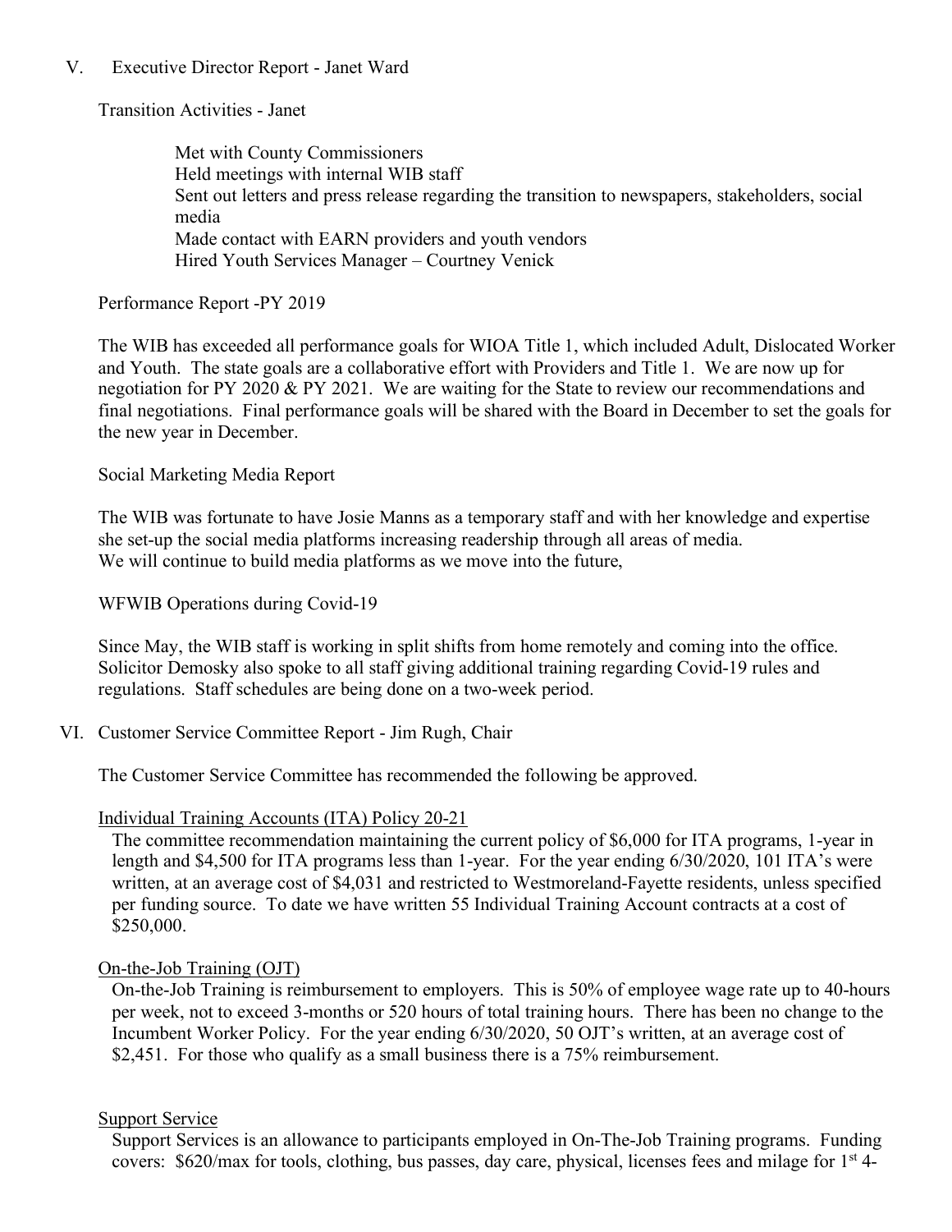V. Executive Director Report - Janet Ward

Transition Activities - Janet

Met with County Commissioners
Held meetings with internal WIB staff
Sent out letters and press release regarding the transition to newspapers, stakeholders, social media
Made contact with EARN providers and youth vendors
Hired Youth Services Manager – Courtney Venick

Performance Report -PY 2019

The WIB has exceeded all performance goals for WIOA Title 1, which included Adult, Dislocated Worker and Youth. The state goals are a collaborative effort with Providers and Title 1. We are now up for negotiation for PY 2020 & PY 2021. We are waiting for the State to review our recommendations and final negotiations. Final performance goals will be shared with the Board in December to set the goals for the new year in December.

Social Marketing Media Report

The WIB was fortunate to have Josie Manns as a temporary staff and with her knowledge and expertise she set-up the social media platforms increasing readership through all areas of media.
We will continue to build media platforms as we move into the future,

WFWIB Operations during Covid-19

Since May, the WIB staff is working in split shifts from home remotely and coming into the office. Solicitor Demosky also spoke to all staff giving additional training regarding Covid-19 rules and regulations. Staff schedules are being done on a two-week period.

VI. Customer Service Committee Report - Jim Rugh, Chair

The Customer Service Committee has recommended the following be approved.

Individual Training Accounts (ITA) Policy 20-21

The committee recommendation maintaining the current policy of $6,000 for ITA programs, 1-year in length and $4,500 for ITA programs less than 1-year. For the year ending 6/30/2020, 101 ITA's were written, at an average cost of $4,031 and restricted to Westmoreland-Fayette residents, unless specified per funding source. To date we have written 55 Individual Training Account contracts at a cost of $250,000.

On-the-Job Training (OJT)

On-the-Job Training is reimbursement to employers. This is 50% of employee wage rate up to 40-hours per week, not to exceed 3-months or 520 hours of total training hours. There has been no change to the Incumbent Worker Policy. For the year ending 6/30/2020, 50 OJT's written, at an average cost of $2,451. For those who qualify as a small business there is a 75% reimbursement.

Support Service

Support Services is an allowance to participants employed in On-The-Job Training programs. Funding covers: $620/max for tools, clothing, bus passes, day care, physical, licenses fees and milage for 1st 4-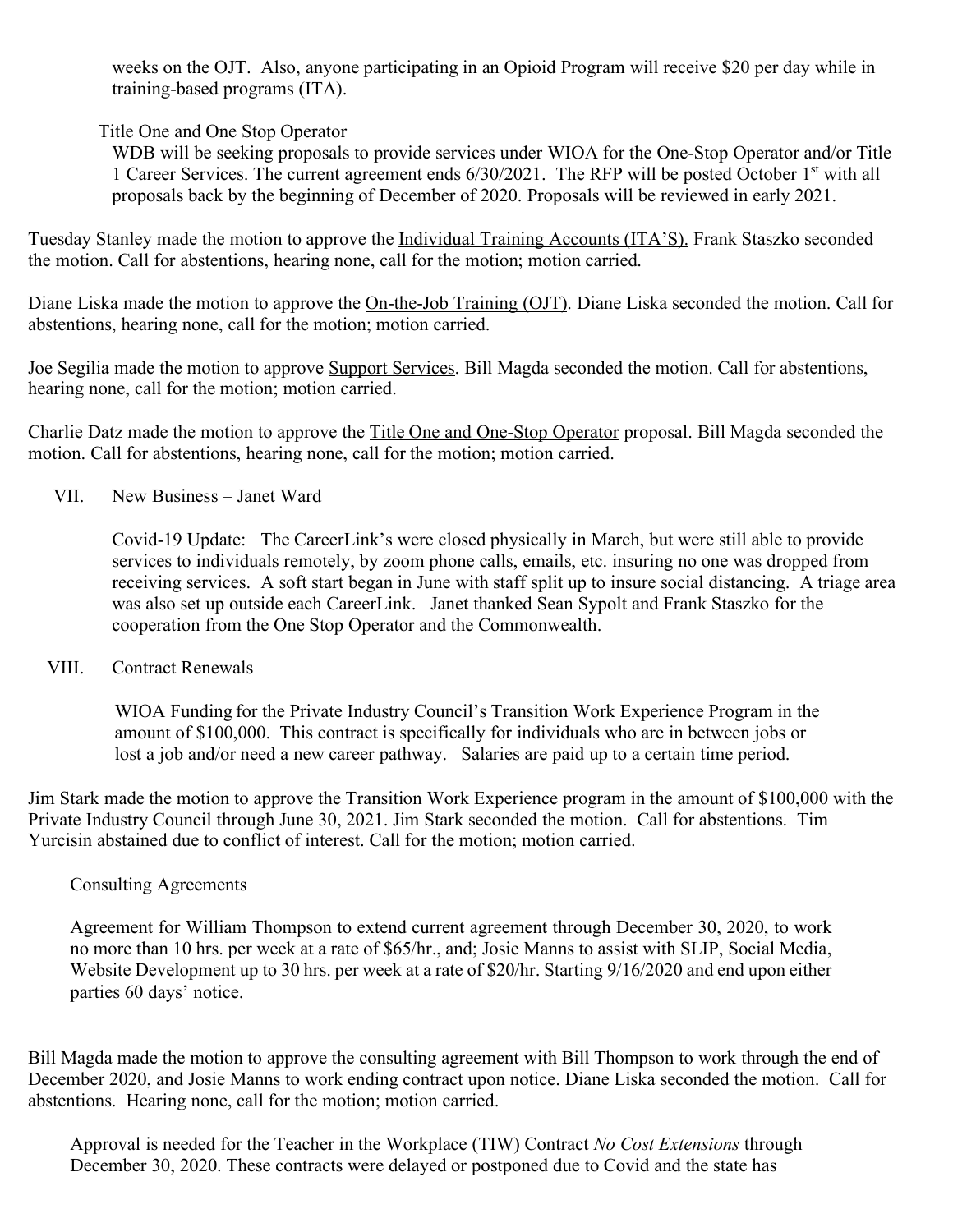weeks on the OJT. Also, anyone participating in an Opioid Program will receive $20 per day while in training-based programs (ITA).

Title One and One Stop Operator

WDB will be seeking proposals to provide services under WIOA for the One-Stop Operator and/or Title 1 Career Services. The current agreement ends 6/30/2021. The RFP will be posted October 1st with all proposals back by the beginning of December of 2020. Proposals will be reviewed in early 2021.

Tuesday Stanley made the motion to approve the Individual Training Accounts (ITA'S). Frank Staszko seconded the motion. Call for abstentions, hearing none, call for the motion; motion carried.

Diane Liska made the motion to approve the On-the-Job Training (OJT). Diane Liska seconded the motion. Call for abstentions, hearing none, call for the motion; motion carried.

Joe Segilia made the motion to approve Support Services. Bill Magda seconded the motion. Call for abstentions, hearing none, call for the motion; motion carried.

Charlie Datz made the motion to approve the Title One and One-Stop Operator proposal. Bill Magda seconded the motion. Call for abstentions, hearing none, call for the motion; motion carried.

## VII. New Business – Janet Ward

Covid-19 Update: The CareerLink's were closed physically in March, but were still able to provide services to individuals remotely, by zoom phone calls, emails, etc. insuring no one was dropped from receiving services. A soft start began in June with staff split up to insure social distancing. A triage area was also set up outside each CareerLink. Janet thanked Sean Sypolt and Frank Staszko for the cooperation from the One Stop Operator and the Commonwealth.

## VIII. Contract Renewals

WIOA Funding for the Private Industry Council's Transition Work Experience Program in the amount of $100,000. This contract is specifically for individuals who are in between jobs or lost a job and/or need a new career pathway. Salaries are paid up to a certain time period.

Jim Stark made the motion to approve the Transition Work Experience program in the amount of $100,000 with the Private Industry Council through June 30, 2021. Jim Stark seconded the motion. Call for abstentions. Tim Yurcisin abstained due to conflict of interest. Call for the motion; motion carried.

Consulting Agreements

Agreement for William Thompson to extend current agreement through December 30, 2020, to work no more than 10 hrs. per week at a rate of $65/hr., and; Josie Manns to assist with SLIP, Social Media, Website Development up to 30 hrs. per week at a rate of $20/hr. Starting 9/16/2020 and end upon either parties 60 days' notice.

Bill Magda made the motion to approve the consulting agreement with Bill Thompson to work through the end of December 2020, and Josie Manns to work ending contract upon notice. Diane Liska seconded the motion. Call for abstentions. Hearing none, call for the motion; motion carried.

Approval is needed for the Teacher in the Workplace (TIW) Contract *No Cost Extensions* through December 30, 2020. These contracts were delayed or postponed due to Covid and the state has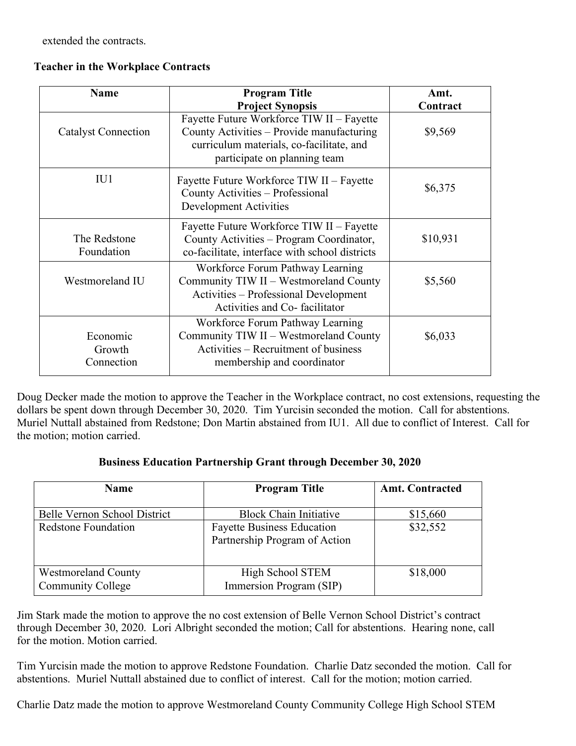extended the contracts.

**Teacher in the Workplace Contracts**

| Name | Program Title<br>Project Synopsis | Amt. Contract |
|---|---|---|
| Catalyst Connection | Fayette Future Workforce TIW II – Fayette County Activities – Provide manufacturing curriculum materials, co-facilitate, and participate on planning team | $9,569 |
| IU1 | Fayette Future Workforce TIW II – Fayette County Activities – Professional Development Activities | $6,375 |
| The Redstone Foundation | Fayette Future Workforce TIW II – Fayette County Activities – Program Coordinator, co-facilitate, interface with school districts | $10,931 |
| Westmoreland IU | Workforce Forum Pathway Learning Community TIW II – Westmoreland County Activities – Professional Development Activities and Co- facilitator | $5,560 |
| Economic Growth Connection | Workforce Forum Pathway Learning Community TIW II – Westmoreland County Activities – Recruitment of business membership and coordinator | $6,033 |

Doug Decker made the motion to approve the Teacher in the Workplace contract, no cost extensions, requesting the dollars be spent down through December 30, 2020. Tim Yurcisin seconded the motion. Call for abstentions. Muriel Nuttall abstained from Redstone; Don Martin abstained from IU1. All due to conflict of Interest. Call for the motion; motion carried.

**Business Education Partnership Grant through December 30, 2020**

| Name | Program Title | Amt. Contracted |
|---|---|---|
| Belle Vernon School District | Block Chain Initiative | $15,660 |
| Redstone Foundation | Fayette Business Education Partnership Program of Action | $32,552 |
| Westmoreland County Community College | High School STEM Immersion Program (SIP) | $18,000 |

Jim Stark made the motion to approve the no cost extension of Belle Vernon School District's contract through December 30, 2020. Lori Albright seconded the motion; Call for abstentions. Hearing none, call for the motion. Motion carried.

Tim Yurcisin made the motion to approve Redstone Foundation. Charlie Datz seconded the motion. Call for abstentions. Muriel Nuttall abstained due to conflict of interest. Call for the motion; motion carried.

Charlie Datz made the motion to approve Westmoreland County Community College High School STEM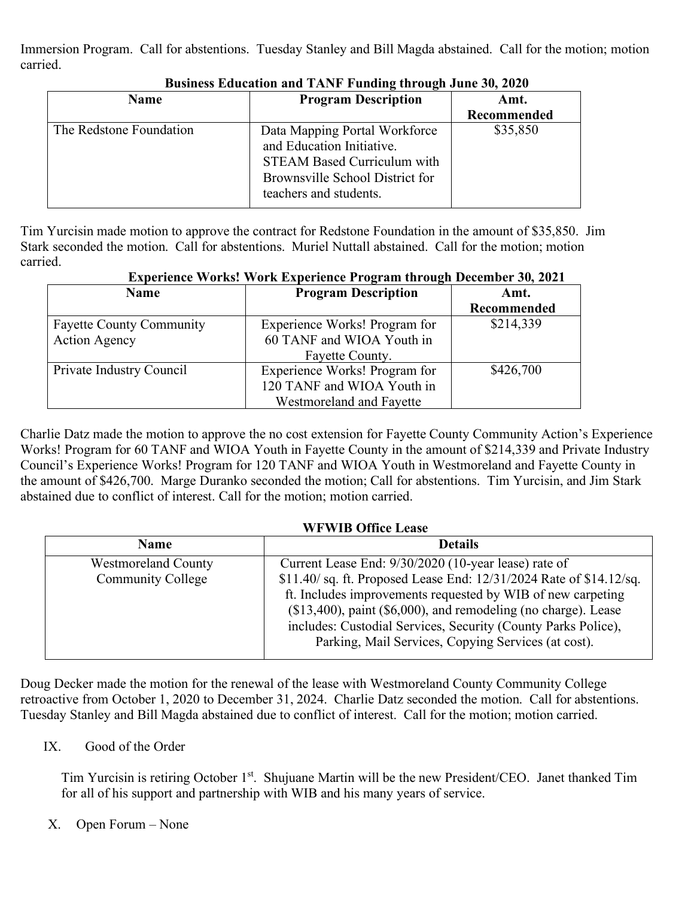Immersion Program. Call for abstentions. Tuesday Stanley and Bill Magda abstained. Call for the motion; motion carried.

**Business Education and TANF Funding through June 30, 2020**

| Name | Program Description | Amt. Recommended |
| --- | --- | --- |
| The Redstone Foundation | Data Mapping Portal Workforce and Education Initiative. STEAM Based Curriculum with Brownsville School District for teachers and students. | $35,850 |

Tim Yurcisin made motion to approve the contract for Redstone Foundation in the amount of $35,850. Jim Stark seconded the motion. Call for abstentions. Muriel Nuttall abstained. Call for the motion; motion carried.

**Experience Works! Work Experience Program through December 30, 2021**

| Name | Program Description | Amt. Recommended |
| --- | --- | --- |
| Fayette County Community Action Agency | Experience Works! Program for 60 TANF and WIOA Youth in Fayette County. | $214,339 |
| Private Industry Council | Experience Works! Program for 120 TANF and WIOA Youth in Westmoreland and Fayette | $426,700 |

Charlie Datz made the motion to approve the no cost extension for Fayette County Community Action's Experience Works! Program for 60 TANF and WIOA Youth in Fayette County in the amount of $214,339 and Private Industry Council's Experience Works! Program for 120 TANF and WIOA Youth in Westmoreland and Fayette County in the amount of $426,700. Marge Duranko seconded the motion; Call for abstentions. Tim Yurcisin, and Jim Stark abstained due to conflict of interest. Call for the motion; motion carried.

**WFWIB Office Lease**

| Name | Details |
| --- | --- |
| Westmoreland County Community College | Current Lease End: 9/30/2020 (10-year lease) rate of $11.40/ sq. ft. Proposed Lease End: 12/31/2024 Rate of $14.12/sq. ft. Includes improvements requested by WIB of new carpeting ($13,400), paint ($6,000), and remodeling (no charge). Lease includes: Custodial Services, Security (County Parks Police), Parking, Mail Services, Copying Services (at cost). |

Doug Decker made the motion for the renewal of the lease with Westmoreland County Community College retroactive from October 1, 2020 to December 31, 2024. Charlie Datz seconded the motion. Call for abstentions. Tuesday Stanley and Bill Magda abstained due to conflict of interest. Call for the motion; motion carried.

IX. Good of the Order

Tim Yurcisin is retiring October 1st. Shujuane Martin will be the new President/CEO. Janet thanked Tim for all of his support and partnership with WIB and his many years of service.

X. Open Forum – None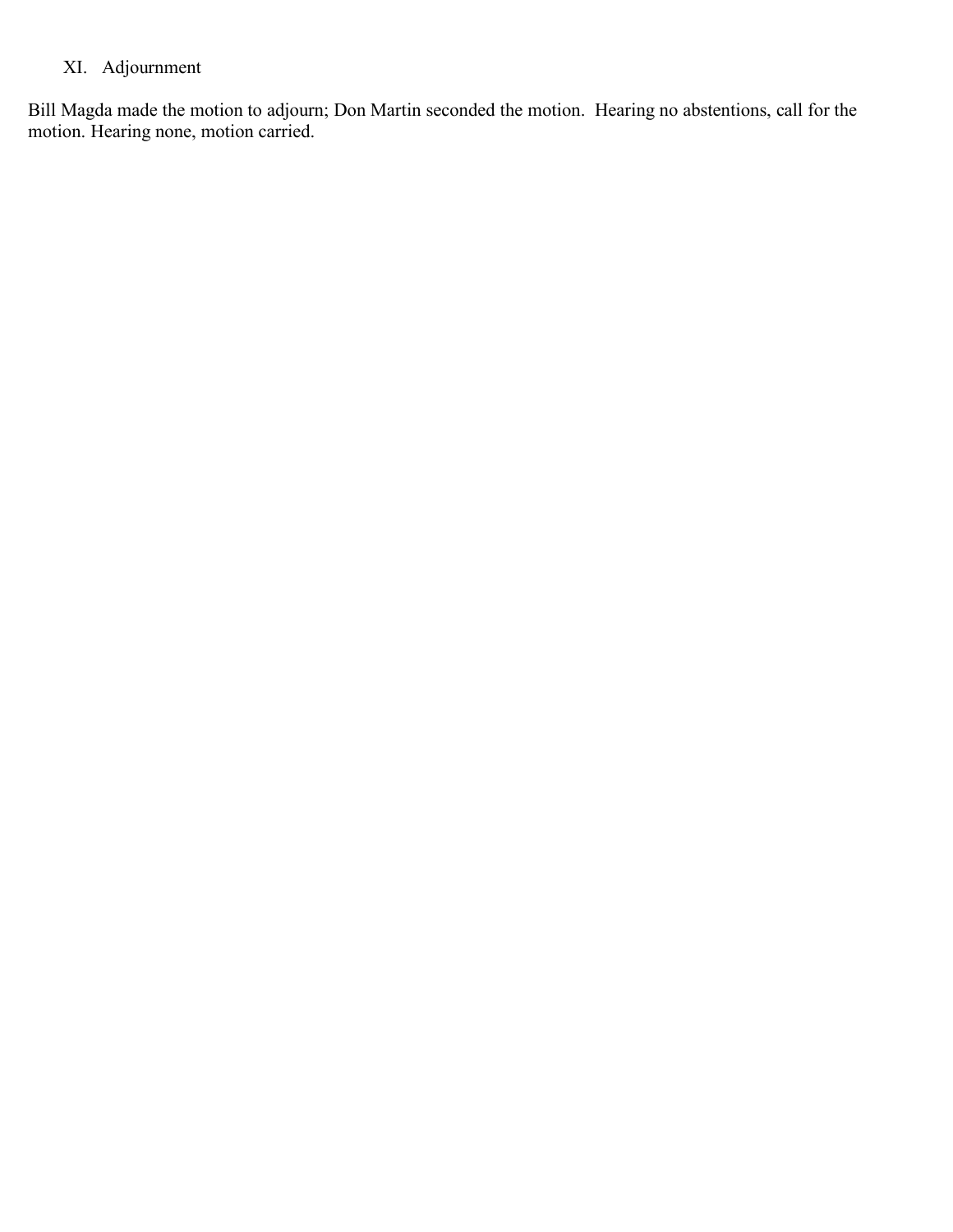XI. Adjournment

Bill Magda made the motion to adjourn; Don Martin seconded the motion. Hearing no abstentions, call for the motion. Hearing none, motion carried.